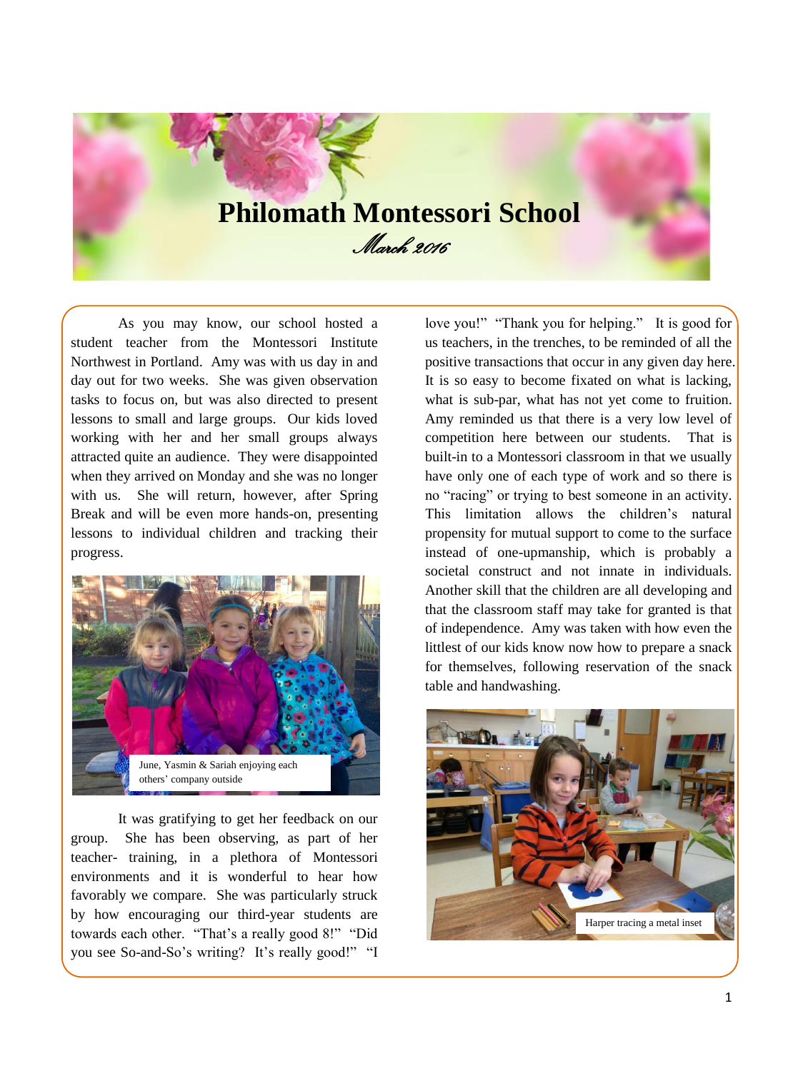# Philomath Montessori School

*March 2016*

As you may know, our school hosted a student teacher from the Montessori Institute Northwest in Portland. Amy was with us day in and day out for two weeks. She was given observation tasks to focus on, but was also directed to present lessons to small and large groups. Our kids loved working with her and her small groups always attracted quite an audience. They were disappointed when they arrived on Monday and she was no longer with us. She will return, however, after Spring Break and will be even more hands-on, presenting lessons to individual children and tracking their progress.

June, Yasmin & Sariah enjoying each others' company outside

It was gratifying to get her feedback on our group. She has been observing, as part of her teacher- training, in a plethora of Montessori environments and it is wonderful to hear how favorably we compare. She was particularly struck by how encouraging our third-year students are towards each other. "That's a really good 8!" "Did you see So-and-So's writing? It's really good!" "I love you!" "Thank you for helping." It is good for us teachers, in the trenches, to be reminded of all the positive transactions that occur in any given day here. It is so easy to become fixated on what is lacking, what is sub-par, what has not yet come to fruition. Amy reminded us that there is a very low level of competition here between our students. That is built-in to a Montessori classroom in that we usually have only one of each type of work and so there is no "racing" or trying to best someone in an activity. This limitation allows the children's natural propensity for mutual support to come to the surface instead of one-upmanship, which is probably a societal construct and not innate in individuals. Another skill that the children are all developing and that the classroom staff may take for granted is that of independence. Amy was taken with how even the littlest of our kids know now how to prepare a snack for themselves, following reservation of the snack table and handwashing.

Harper tracing a metal inset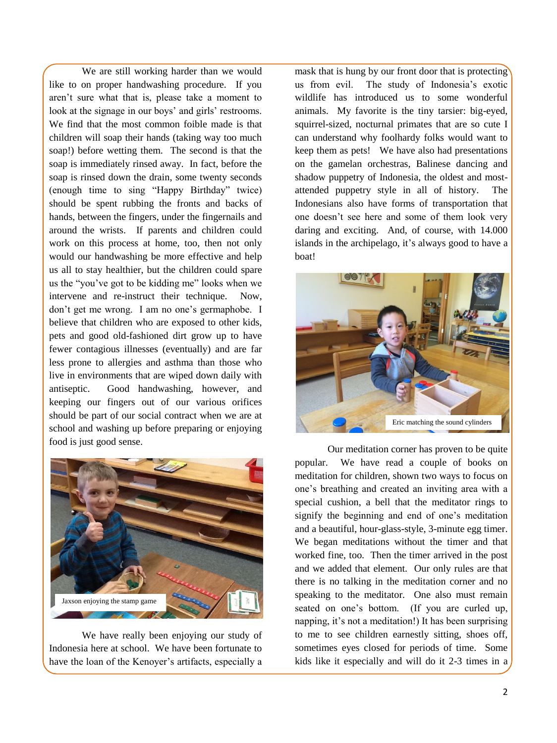We are still working harder than we would like to on proper handwashing procedure. If you aren't sure what that is, please take a moment to look at the signage in our boys' and girls' restrooms. We find that the most common foible made is that children will soap their hands (taking way too much soap!) before wetting them. The second is that the soap is immediately rinsed away. In fact, before the soap is rinsed down the drain, some twenty seconds (enough time to sing "Happy Birthday" twice) should be spent rubbing the fronts and backs of hands, between the fingers, under the fingernails and around the wrists. If parents and children could work on this process at home, too, then not only would our handwashing be more effective and help us all to stay healthier, but the children could spare us the "you've got to be kidding me" looks when we intervene and re-instruct their technique. Now, don't get me wrong. I am no one's germaphobe. I believe that children who are exposed to other kids, pets and good old-fashioned dirt grow up to have fewer contagious illnesses (eventually) and are far less prone to allergies and asthma than those who live in environments that are wiped down daily with antiseptic. Good handwashing, however, and keeping our fingers out of our various orifices should be part of our social contract when we are at school and washing up before preparing or enjoying food is just good sense.

Jaxson enjoying the stamp game

We have really been enjoying our study of Indonesia here at school. We have been fortunate to have the loan of the Kenoyer's artifacts, especially a mask that is hung by our front door that is protecting us from evil. The study of Indonesia's exotic wildlife has introduced us to some wonderful animals. My favorite is the tiny tarsier: big-eyed, squirrel-sized, nocturnal primates that are so cute I can understand why foolhardy folks would want to keep them as pets! We have also had presentations on the gamelan orchestras, Balinese dancing and shadow puppetry of Indonesia, the oldest and most-attended puppetry style in all of history. The Indonesians also have forms of transportation that one doesn't see here and some of them look very daring and exciting. And, of course, with 14.000 islands in the archipelago, it's always good to have a boat!

Eric matching the sound cylinders

Our meditation corner has proven to be quite popular. We have read a couple of books on meditation for children, shown two ways to focus on one's breathing and created an inviting area with a special cushion, a bell that the meditator rings to signify the beginning and end of one's meditation and a beautiful, hour-glass-style, 3-minute egg timer. We began meditations without the timer and that worked fine, too. Then the timer arrived in the post and we added that element. Our only rules are that there is no talking in the meditation corner and no speaking to the meditator. One also must remain seated on one's bottom. (If you are curled up, napping, it's not a meditation!) It has been surprising to me to see children earnestly sitting, shoes off, sometimes eyes closed for periods of time. Some kids like it especially and will do it 2-3 times in a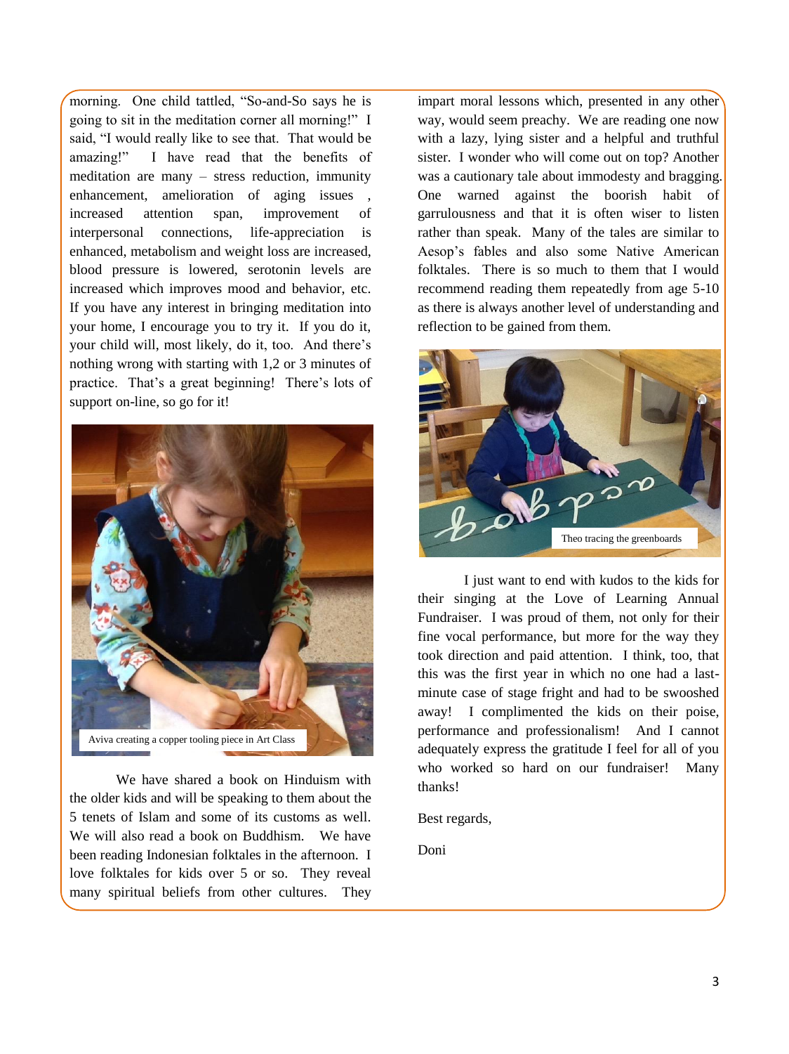morning. One child tattled, "So-and-So says he is going to sit in the meditation corner all morning!" I said, "I would really like to see that. That would be amazing!" I have read that the benefits of meditation are many – stress reduction, immunity enhancement, amelioration of aging issues , increased attention span, improvement of interpersonal connections, life-appreciation is enhanced, metabolism and weight loss are increased, blood pressure is lowered, serotonin levels are increased which improves mood and behavior, etc. If you have any interest in bringing meditation into your home, I encourage you to try it. If you do it, your child will, most likely, do it, too. And there's nothing wrong with starting with 1,2 or 3 minutes of practice. That's a great beginning! There's lots of support on-line, so go for it!

Aviva creating a copper tooling piece in Art Class

We have shared a book on Hinduism with the older kids and will be speaking to them about the 5 tenets of Islam and some of its customs as well. We will also read a book on Buddhism. We have been reading Indonesian folktales in the afternoon. I love folktales for kids over 5 or so. They reveal many spiritual beliefs from other cultures. They impart moral lessons which, presented in any other way, would seem preachy. We are reading one now with a lazy, lying sister and a helpful and truthful sister. I wonder who will come out on top? Another was a cautionary tale about immodesty and bragging. One warned against the boorish habit of garrulousness and that it is often wiser to listen rather than speak. Many of the tales are similar to Aesop's fables and also some Native American folktales. There is so much to them that I would recommend reading them repeatedly from age 5-10 as there is always another level of understanding and reflection to be gained from them.

Theo tracing the greenboards

I just want to end with kudos to the kids for their singing at the Love of Learning Annual Fundraiser. I was proud of them, not only for their fine vocal performance, but more for the way they took direction and paid attention. I think, too, that this was the first year in which no one had a last-minute case of stage fright and had to be swooshed away! I complimented the kids on their poise, performance and professionalism! And I cannot adequately express the gratitude I feel for all of you who worked so hard on our fundraiser! Many thanks!

Best regards,

Doni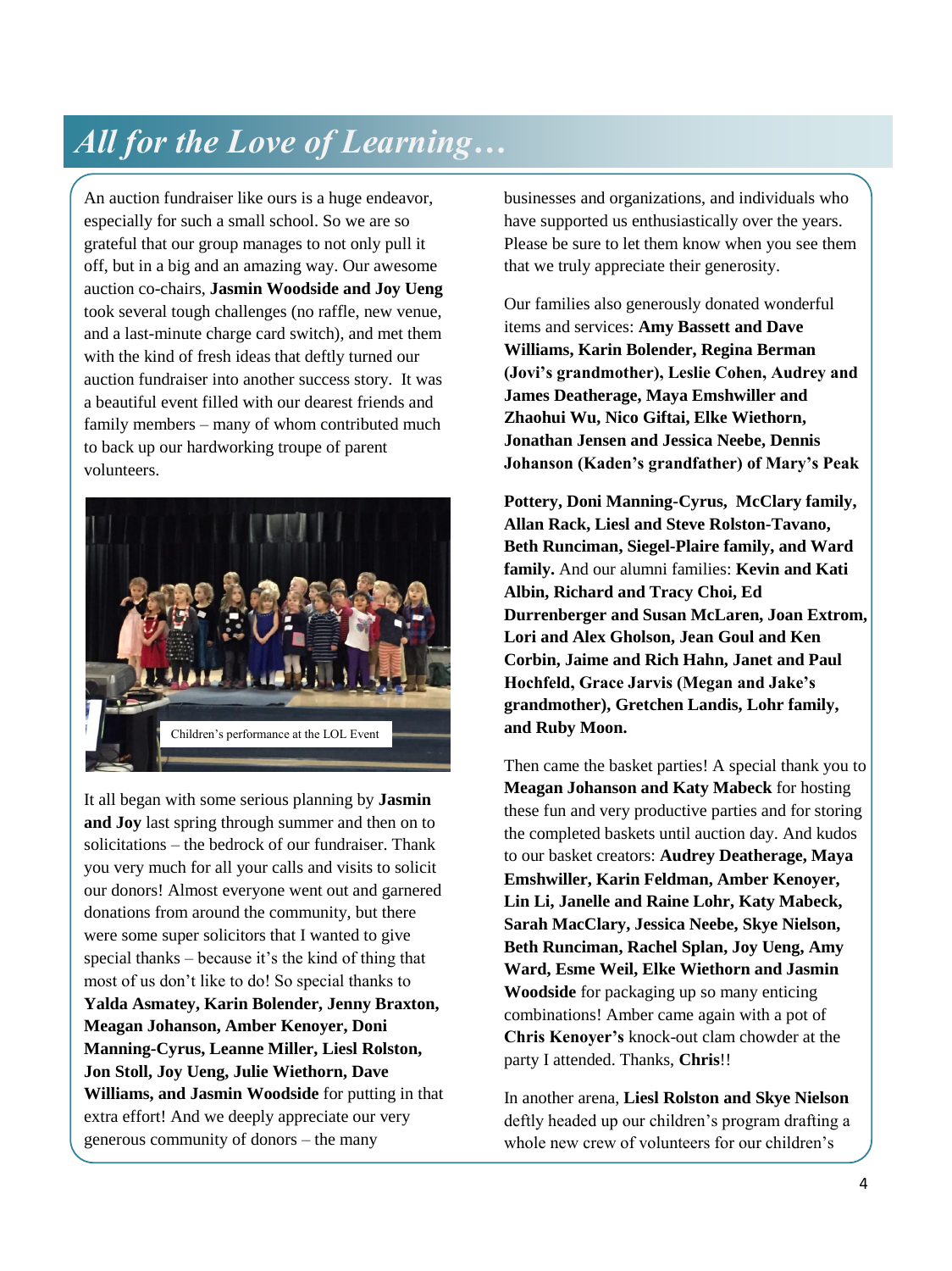# *All for the Love of Learning…*

An auction fundraiser like ours is a huge endeavor, especially for such a small school. So we are so grateful that our group manages to not only pull it off, but in a big and an amazing way. Our awesome auction co-chairs, **Jasmin Woodside and Joy Ueng** took several tough challenges (no raffle, new venue, and a last-minute charge card switch), and met them with the kind of fresh ideas that deftly turned our auction fundraiser into another success story. It was a beautiful event filled with our dearest friends and family members – many of whom contributed much to back up our hardworking troupe of parent volunteers.

Children's performance at the LOL Event

It all began with some serious planning by **Jasmin and Joy** last spring through summer and then on to solicitations – the bedrock of our fundraiser. Thank you very much for all your calls and visits to solicit our donors! Almost everyone went out and garnered donations from around the community, but there were some super solicitors that I wanted to give special thanks – because it's the kind of thing that most of us don't like to do! So special thanks to **Yalda Asmatey, Karin Bolender, Jenny Braxton, Meagan Johanson, Amber Kenoyer, Doni Manning-Cyrus, Leanne Miller, Liesl Rolston, Jon Stoll, Joy Ueng, Julie Wiethorn, Dave Williams, and Jasmin Woodside** for putting in that extra effort! And we deeply appreciate our very generous community of donors – the many businesses and organizations, and individuals who have supported us enthusiastically over the years. Please be sure to let them know when you see them that we truly appreciate their generosity.

Our families also generously donated wonderful items and services: **Amy Bassett and Dave Williams, Karin Bolender, Regina Berman (Jovi's grandmother), Leslie Cohen, Audrey and James Deatherage, Maya Emshwiller and Zhaohui Wu, Nico Giftai, Elke Wiethorn, Jonathan Jensen and Jessica Neebe, Dennis Johanson (Kaden's grandfather) of Mary's Peak Pottery, Doni Manning-Cyrus, McClary family, Allan Rack, Liesl and Steve Rolston-Tavano, Beth Runciman, Siegel-Plaire family, and Ward family.** And our alumni families: **Kevin and Kati Albin, Richard and Tracy Choi, Ed Durrenberger and Susan McLaren, Joan Extrom, Lori and Alex Gholson, Jean Goul and Ken Corbin, Jaime and Rich Hahn, Janet and Paul Hochfeld, Grace Jarvis (Megan and Jake's grandmother), Gretchen Landis, Lohr family, and Ruby Moon.**

Then came the basket parties! A special thank you to **Meagan Johanson and Katy Mabeck** for hosting these fun and very productive parties and for storing the completed baskets until auction day. And kudos to our basket creators: **Audrey Deatherage, Maya Emshwiller, Karin Feldman, Amber Kenoyer, Lin Li, Janelle and Raine Lohr, Katy Mabeck, Sarah MacClary, Jessica Neebe, Skye Nielson, Beth Runciman, Rachel Splan, Joy Ueng, Amy Ward, Esme Weil, Elke Wiethorn and Jasmin Woodside** for packaging up so many enticing combinations! Amber came again with a pot of **Chris Kenoyer's** knock-out clam chowder at the party I attended. Thanks, **Chris**!!

In another arena, **Liesl Rolston and Skye Nielson** deftly headed up our children's program drafting a whole new crew of volunteers for our children's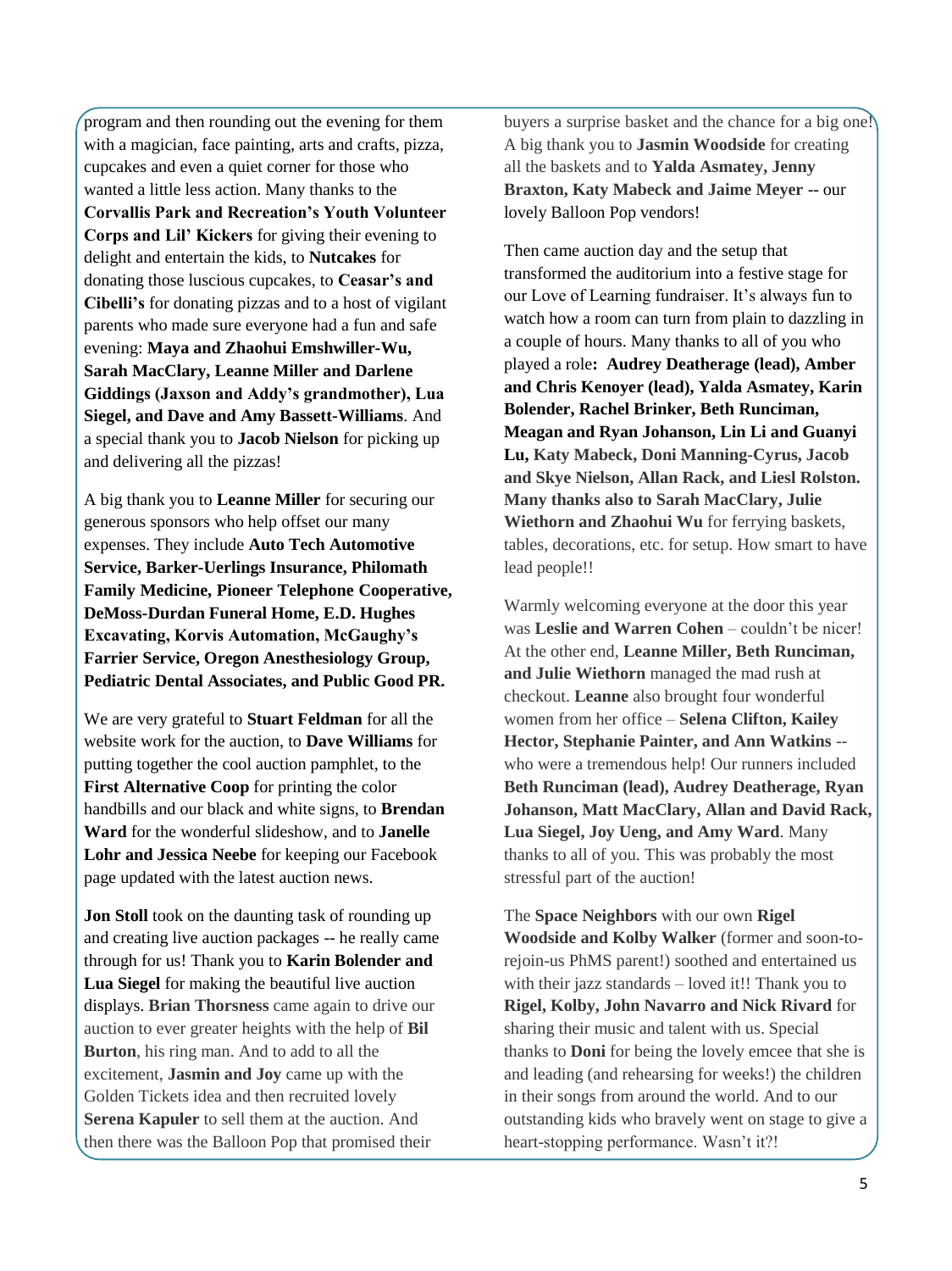program and then rounding out the evening for them with a magician, face painting, arts and crafts, pizza, cupcakes and even a quiet corner for those who wanted a little less action. Many thanks to the **Corvallis Park and Recreation's Youth Volunteer Corps and Lil' Kickers** for giving their evening to delight and entertain the kids, to **Nutcakes** for donating those luscious cupcakes, to **Ceasar's and Cibelli's** for donating pizzas and to a host of vigilant parents who made sure everyone had a fun and safe evening: **Maya and Zhaohui Emshwiller-Wu, Sarah MacClary, Leanne Miller and Darlene Giddings (Jaxson and Addy's grandmother), Lua Siegel, and Dave and Amy Bassett-Williams**. And a special thank you to **Jacob Nielson** for picking up and delivering all the pizzas!

A big thank you to **Leanne Miller** for securing our generous sponsors who help offset our many expenses. They include **Auto Tech Automotive Service, Barker-Uerlings Insurance, Philomath Family Medicine, Pioneer Telephone Cooperative, DeMoss-Durdan Funeral Home, E.D. Hughes Excavating, Korvis Automation, McGaughy's Farrier Service, Oregon Anesthesiology Group, Pediatric Dental Associates, and Public Good PR.**

We are very grateful to **Stuart Feldman** for all the website work for the auction, to **Dave Williams** for putting together the cool auction pamphlet, to the **First Alternative Coop** for printing the color handbills and our black and white signs, to **Brendan Ward** for the wonderful slideshow, and to **Janelle Lohr and Jessica Neebe** for keeping our Facebook page updated with the latest auction news.

**Jon Stoll** took on the daunting task of rounding up and creating live auction packages -- he really came through for us! Thank you to **Karin Bolender and Lua Siegel** for making the beautiful live auction displays. **Brian Thorsness** came again to drive our auction to ever greater heights with the help of **Bil Burton**, his ring man. And to add to all the excitement, **Jasmin and Joy** came up with the Golden Tickets idea and then recruited lovely **Serena Kapuler** to sell them at the auction. And then there was the Balloon Pop that promised their buyers a surprise basket and the chance for a big one! A big thank you to **Jasmin Woodside** for creating all the baskets and to **Yalda Asmatey, Jenny Braxton, Katy Mabeck and Jaime Meyer** -- our lovely Balloon Pop vendors!

Then came auction day and the setup that transformed the auditorium into a festive stage for our Love of Learning fundraiser. It's always fun to watch how a room can turn from plain to dazzling in a couple of hours. Many thanks to all of you who played a role**: Audrey Deatherage (lead), Amber and Chris Kenoyer (lead), Yalda Asmatey, Karin Bolender, Rachel Brinker, Beth Runciman, Meagan and Ryan Johanson, Lin Li and Guanyi Lu, Katy Mabeck, Doni Manning-Cyrus, Jacob and Skye Nielson, Allan Rack, and Liesl Rolston. Many thanks also to Sarah MacClary, Julie Wiethorn and Zhaohui Wu** for ferrying baskets, tables, decorations, etc. for setup. How smart to have lead people!!

Warmly welcoming everyone at the door this year was **Leslie and Warren Cohen** – couldn't be nicer! At the other end, **Leanne Miller, Beth Runciman, and Julie Wiethorn** managed the mad rush at checkout. **Leanne** also brought four wonderful women from her office – **Selena Clifton, Kailey Hector, Stephanie Painter, and Ann Watkins** -- who were a tremendous help! Our runners included **Beth Runciman (lead), Audrey Deatherage, Ryan Johanson, Matt MacClary, Allan and David Rack, Lua Siegel, Joy Ueng, and Amy Ward**. Many thanks to all of you. This was probably the most stressful part of the auction!

The **Space Neighbors** with our own **Rigel Woodside and Kolby Walker** (former and soon-to-rejoin-us PhMS parent!) soothed and entertained us with their jazz standards – loved it!! Thank you to **Rigel, Kolby, John Navarro and Nick Rivard** for sharing their music and talent with us. Special thanks to **Doni** for being the lovely emcee that she is and leading (and rehearsing for weeks!) the children in their songs from around the world. And to our outstanding kids who bravely went on stage to give a heart-stopping performance. Wasn't it?!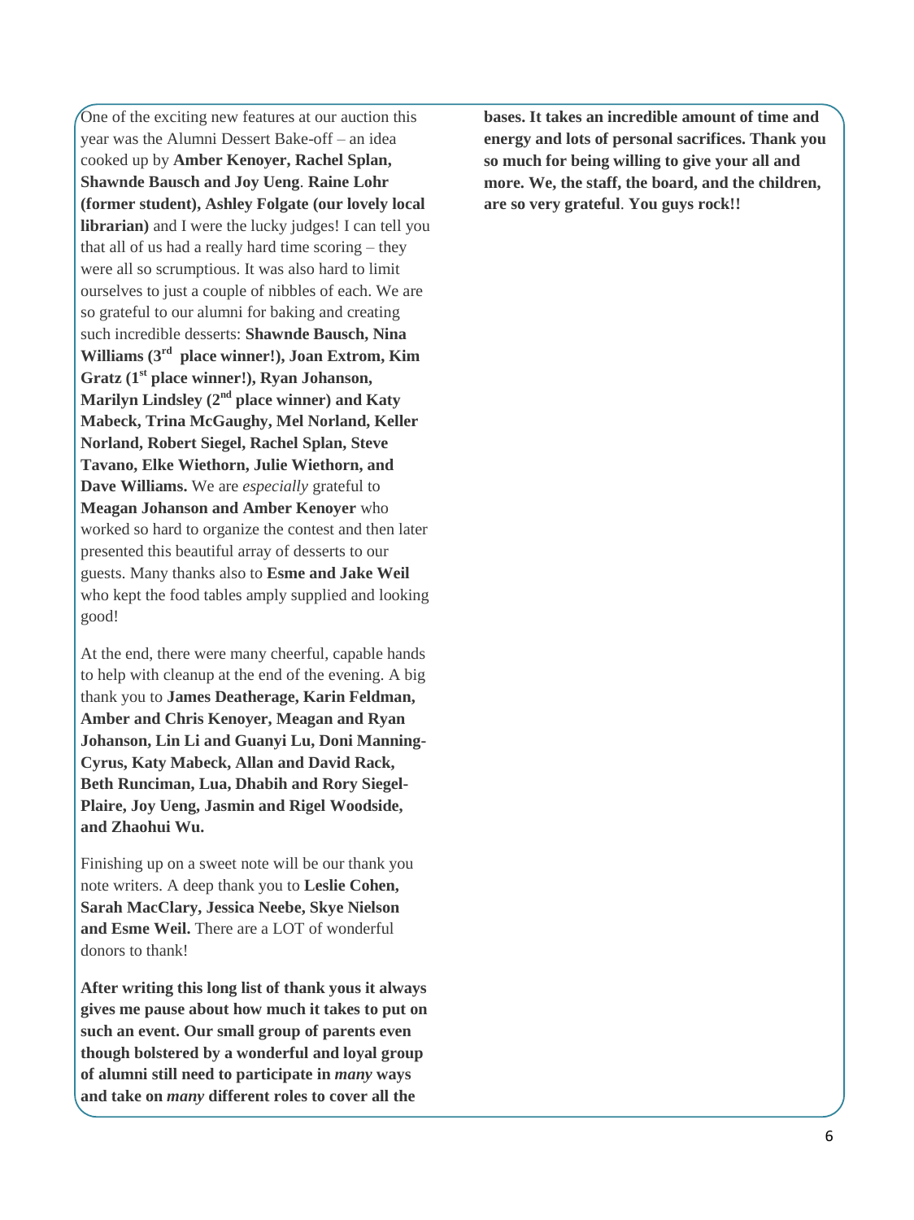One of the exciting new features at our auction this year was the Alumni Dessert Bake-off – an idea cooked up by **Amber Kenoyer, Rachel Splan, Shawnde Bausch and Joy Ueng**. **Raine Lohr (former student), Ashley Folgate (our lovely local librarian)** and I were the lucky judges! I can tell you that all of us had a really hard time scoring – they were all so scrumptious. It was also hard to limit ourselves to just a couple of nibbles of each. We are so grateful to our alumni for baking and creating such incredible desserts: **Shawnde Bausch, Nina Williams (3rd place winner!), Joan Extrom, Kim Gratz (1st place winner!), Ryan Johanson, Marilyn Lindsley (2nd place winner) and Katy Mabeck, Trina McGaughy, Mel Norland, Keller Norland, Robert Siegel, Rachel Splan, Steve Tavano, Elke Wiethorn, Julie Wiethorn, and Dave Williams.** We are *especially* grateful to **Meagan Johanson and Amber Kenoyer** who worked so hard to organize the contest and then later presented this beautiful array of desserts to our guests. Many thanks also to **Esme and Jake Weil** who kept the food tables amply supplied and looking good!

At the end, there were many cheerful, capable hands to help with cleanup at the end of the evening. A big thank you to **James Deatherage, Karin Feldman, Amber and Chris Kenoyer, Meagan and Ryan Johanson, Lin Li and Guanyi Lu, Doni Manning-Cyrus, Katy Mabeck, Allan and David Rack, Beth Runciman, Lua, Dhabih and Rory Siegel-Plaire, Joy Ueng, Jasmin and Rigel Woodside, and Zhaohui Wu.**

Finishing up on a sweet note will be our thank you note writers. A deep thank you to **Leslie Cohen, Sarah MacClary, Jessica Neebe, Skye Nielson and Esme Weil.** There are a LOT of wonderful donors to thank!

**After writing this long list of thank yous it always gives me pause about how much it takes to put on such an event. Our small group of parents even though bolstered by a wonderful and loyal group of alumni still need to participate in *many* ways and take on *many* different roles to cover all the bases. It takes an incredible amount of time and energy and lots of personal sacrifices. Thank you so much for being willing to give your all and more. We, the staff, the board, and the children, are so very grateful**. **You guys rock!!**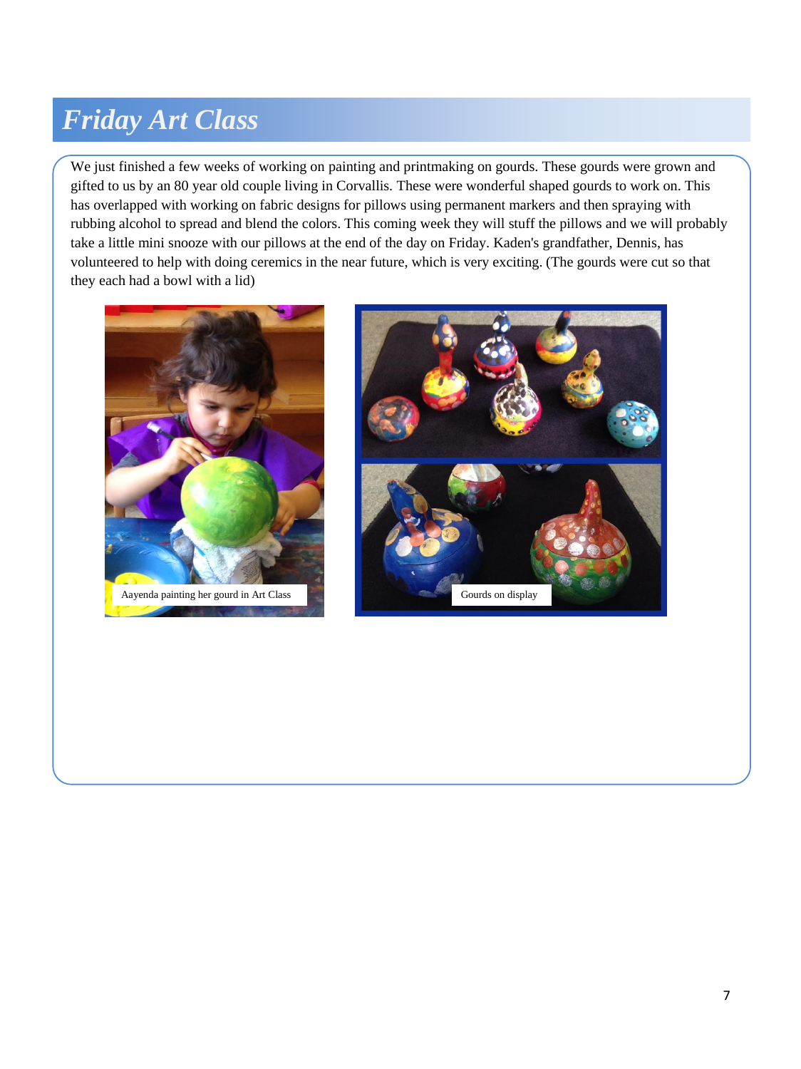# *Friday Art Class*

We just finished a few weeks of working on painting and printmaking on gourds. These gourds were grown and gifted to us by an 80 year old couple living in Corvallis. These were wonderful shaped gourds to work on. This has overlapped with working on fabric designs for pillows using permanent markers and then spraying with rubbing alcohol to spread and blend the colors. This coming week they will stuff the pillows and we will probably take a little mini snooze with our pillows at the end of the day on Friday. Kaden's grandfather, Dennis, has volunteered to help with doing ceremics in the near future, which is very exciting. (The gourds were cut so that they each had a bowl with a lid)

Aayenda painting her gourd in Art Class

Gourds on display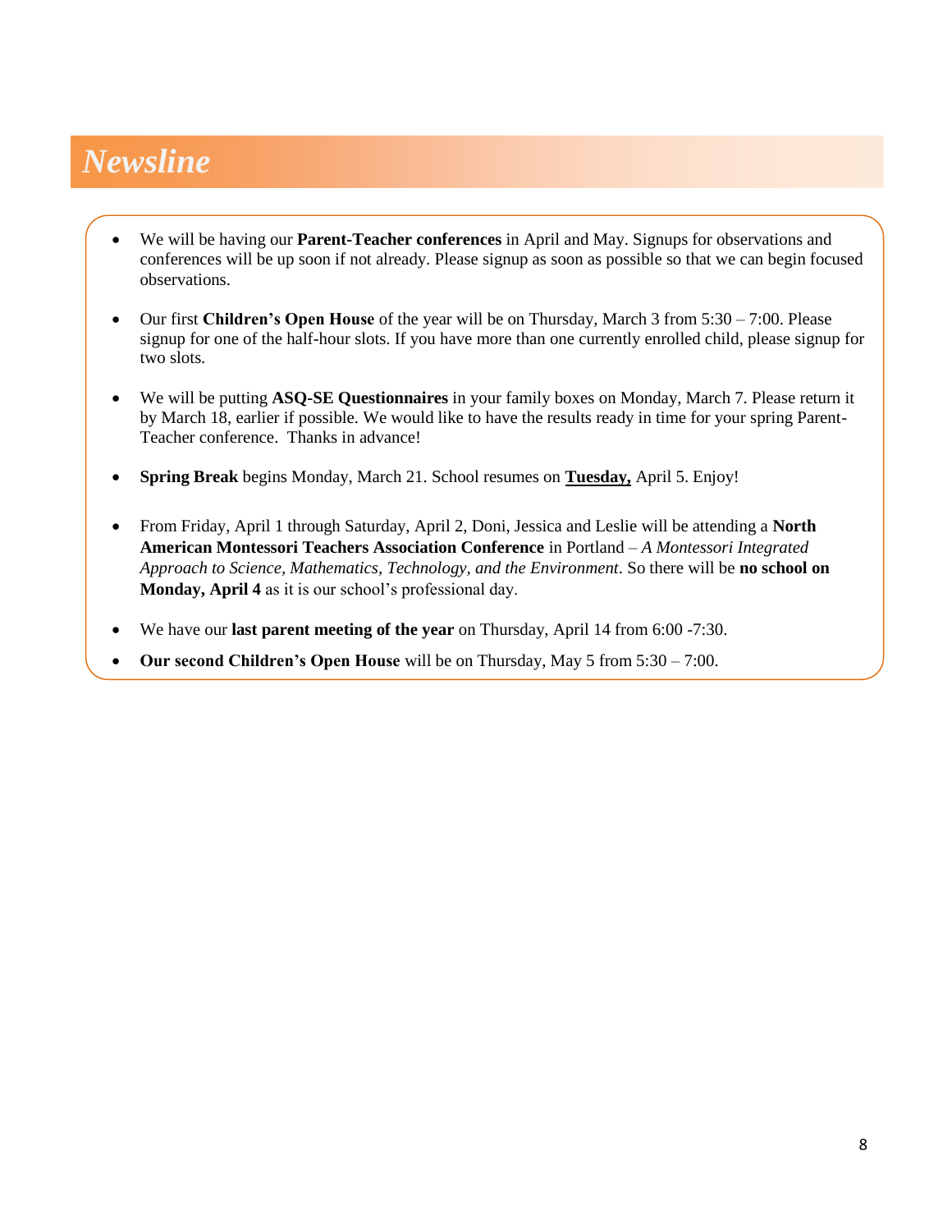## *Newsline*

- We will be having our **Parent-Teacher conferences** in April and May. Signups for observations and conferences will be up soon if not already. Please signup as soon as possible so that we can begin focused observations.

- Our first **Children's Open House** of the year will be on Thursday, March 3 from 5:30 – 7:00. Please signup for one of the half-hour slots. If you have more than one currently enrolled child, please signup for two slots.

- We will be putting **ASQ-SE Questionnaires** in your family boxes on Monday, March 7. Please return it by March 18, earlier if possible. We would like to have the results ready in time for your spring Parent-Teacher conference. Thanks in advance!

- **Spring Break** begins Monday, March 21. School resumes on <u>**Tuesday,**</u> April 5. Enjoy!

- From Friday, April 1 through Saturday, April 2, Doni, Jessica and Leslie will be attending a **North American Montessori Teachers Association Conference** in Portland – *A Montessori Integrated Approach to Science, Mathematics, Technology, and the Environment*. So there will be **no school on Monday, April 4** as it is our school's professional day.

- We have our **last parent meeting of the year** on Thursday, April 14 from 6:00 -7:30.
- **Our second Children's Open House** will be on Thursday, May 5 from 5:30 – 7:00.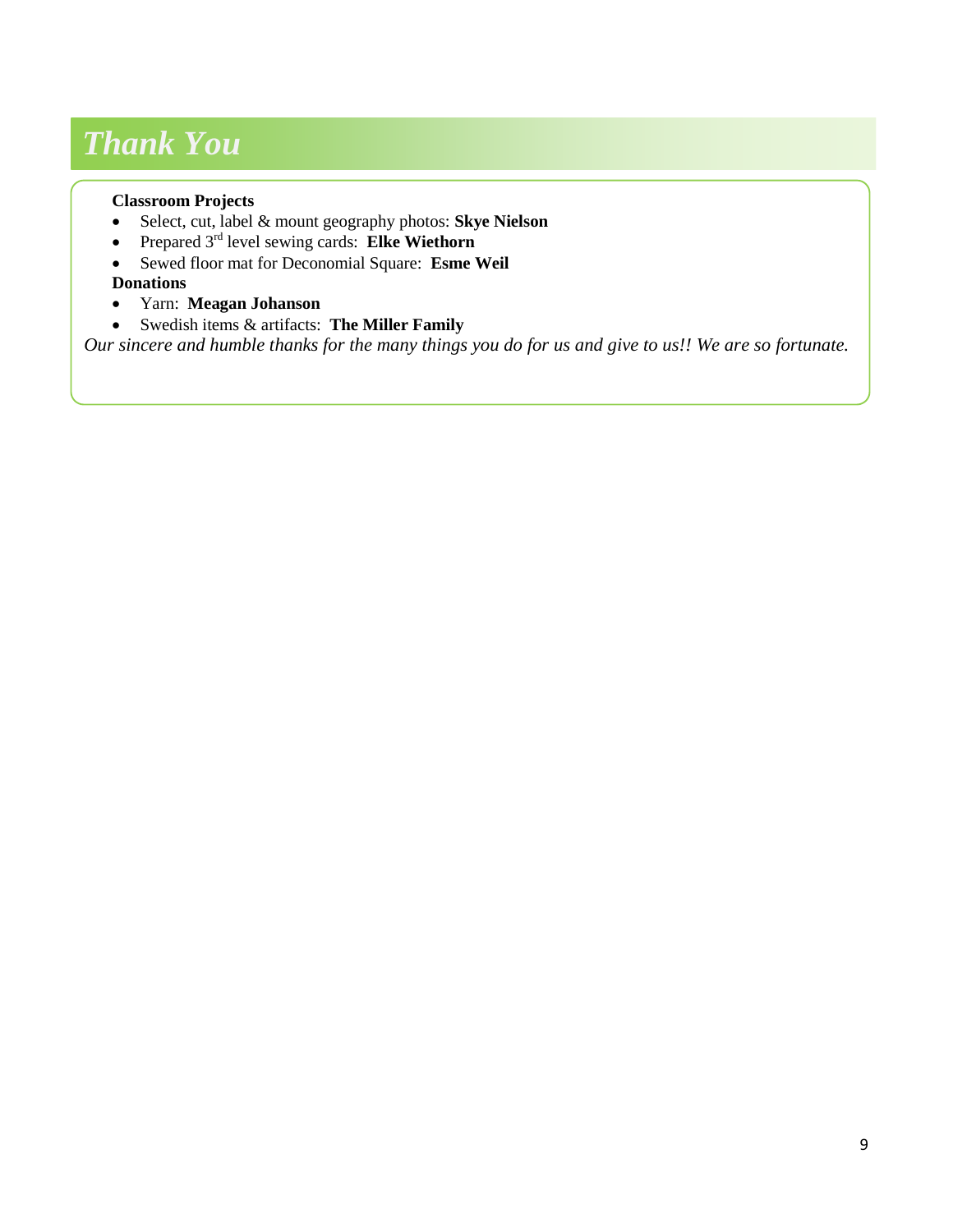# *Thank You*

**Classroom Projects**

- Select, cut, label & mount geography photos: **Skye Nielson**
- Prepared 3rd level sewing cards: **Elke Wiethorn**
- Sewed floor mat for Deconomial Square: **Esme Weil**

**Donations**

- Yarn: **Meagan Johanson**
- Swedish items & artifacts: **The Miller Family**

*Our sincere and humble thanks for the many things you do for us and give to us!! We are so fortunate.*